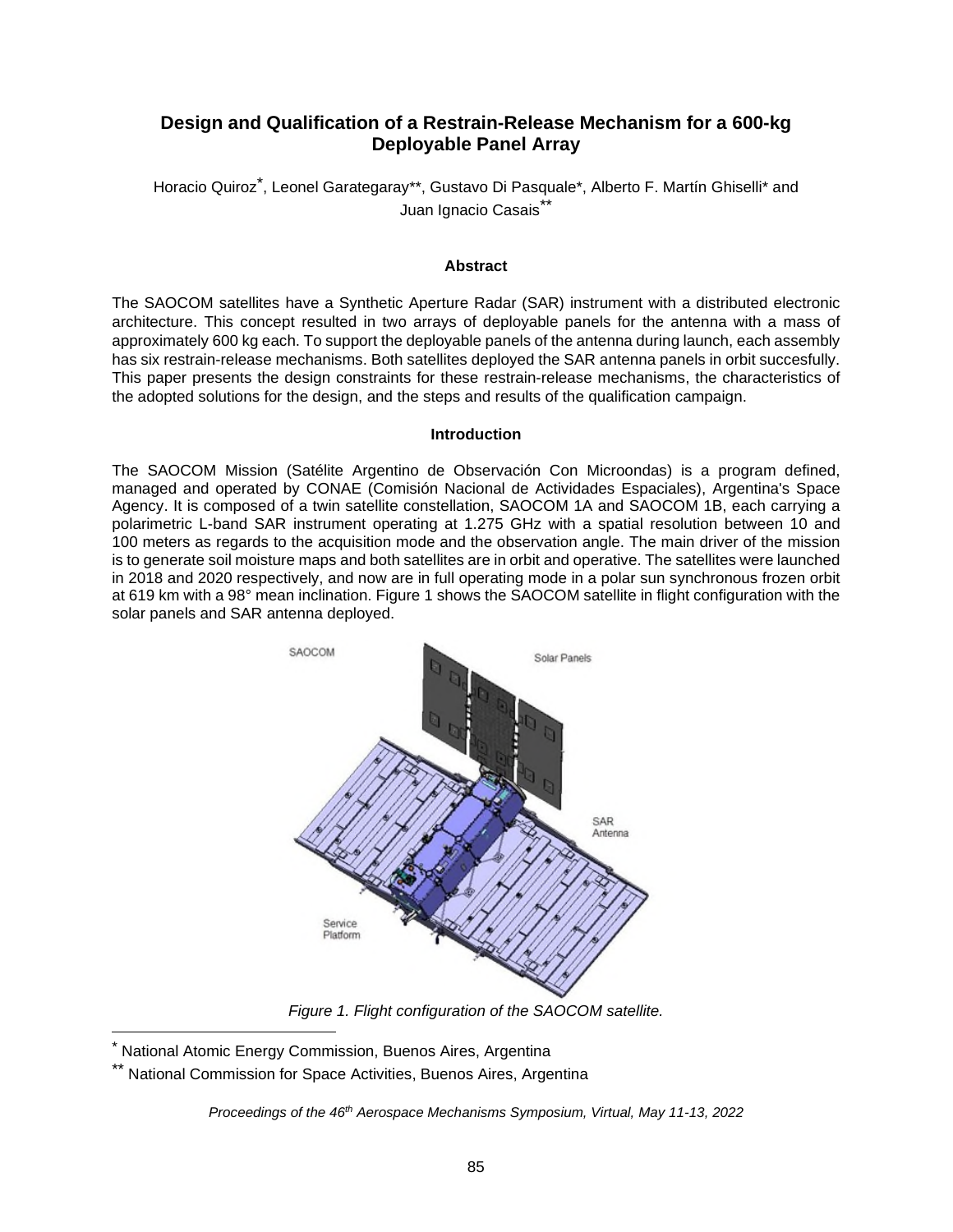# Design and Qualification of a Restrain-Release Mechanism for a 600-kg Deployable Panel Array

Horacio Quiroz*, Leonel Garategaray**, Gustavo Di Pasquale*, Alberto F. Martín Ghiselli* and Juan Ignacio Casais**

## Abstract

The SAOCOM satellites have a Synthetic Aperture Radar (SAR) instrument with a distributed electronic architecture. This concept resulted in two arrays of deployable panels for the antenna with a mass of approximately 600 kg each. To support the deployable panels of the antenna during launch, each assembly has six restrain-release mechanisms. Both satellites deployed the SAR antenna panels in orbit succesfully. This paper presents the design constraints for these restrain-release mechanisms, the characteristics of the adopted solutions for the design, and the steps and results of the qualification campaign.

## Introduction

The SAOCOM Mission (Satélite Argentino de Observación Con Microondas) is a program defined, managed and operated by CONAE (Comisión Nacional de Actividades Espaciales), Argentina's Space Agency. It is composed of a twin satellite constellation, SAOCOM 1A and SAOCOM 1B, each carrying a polarimetric L-band SAR instrument operating at 1.275 GHz with a spatial resolution between 10 and 100 meters as regards to the acquisition mode and the observation angle. The main driver of the mission is to generate soil moisture maps and both satellites are in orbit and operative. The satellites were launched in 2018 and 2020 respectively, and now are in full operating mode in a polar sun synchronous frozen orbit at 619 km with a 98° mean inclination. Figure 1 shows the SAOCOM satellite in flight configuration with the solar panels and SAR antenna deployed.

*Figure 1. Flight configuration of the SAOCOM satellite.*

---

* National Atomic Energy Commission, Buenos Aires, Argentina

** National Commission for Space Activities, Buenos Aires, Argentina

*Proceedings of the 46th Aerospace Mechanisms Symposium, Virtual, May 11-13, 2022*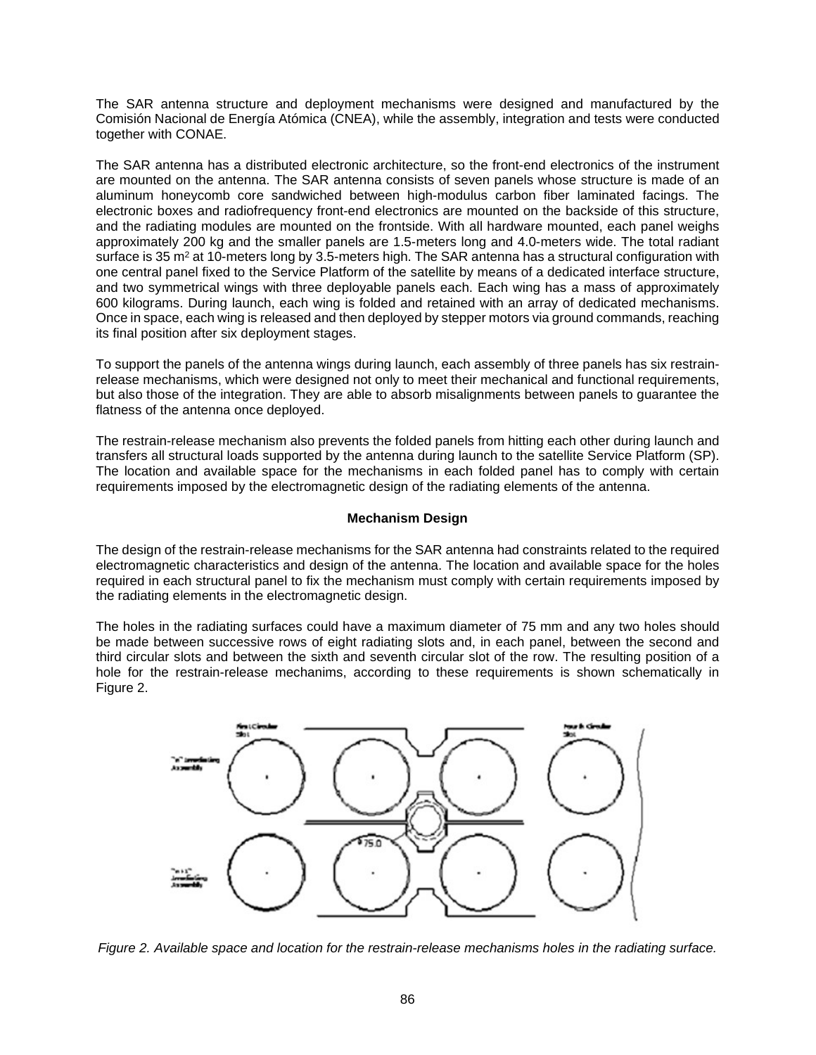The SAR antenna structure and deployment mechanisms were designed and manufactured by the Comisión Nacional de Energía Atómica (CNEA), while the assembly, integration and tests were conducted together with CONAE.

The SAR antenna has a distributed electronic architecture, so the front-end electronics of the instrument are mounted on the antenna. The SAR antenna consists of seven panels whose structure is made of an aluminum honeycomb core sandwiched between high-modulus carbon fiber laminated facings. The electronic boxes and radiofrequency front-end electronics are mounted on the backside of this structure, and the radiating modules are mounted on the frontside. With all hardware mounted, each panel weighs approximately 200 kg and the smaller panels are 1.5-meters long and 4.0-meters wide. The total radiant surface is 35 $m^2$ at 10-meters long by 3.5-meters high. The SAR antenna has a structural configuration with one central panel fixed to the Service Platform of the satellite by means of a dedicated interface structure, and two symmetrical wings with three deployable panels each. Each wing has a mass of approximately 600 kilograms. During launch, each wing is folded and retained with an array of dedicated mechanisms. Once in space, each wing is released and then deployed by stepper motors via ground commands, reaching its final position after six deployment stages.

To support the panels of the antenna wings during launch, each assembly of three panels has six restrain-release mechanisms, which were designed not only to meet their mechanical and functional requirements, but also those of the integration. They are able to absorb misalignments between panels to guarantee the flatness of the antenna once deployed.

The restrain-release mechanism also prevents the folded panels from hitting each other during launch and transfers all structural loads supported by the antenna during launch to the satellite Service Platform (SP). The location and available space for the mechanisms in each folded panel has to comply with certain requirements imposed by the electromagnetic design of the radiating elements of the antenna.

## Mechanism Design

The design of the restrain-release mechanisms for the SAR antenna had constraints related to the required electromagnetic characteristics and design of the antenna. The location and available space for the holes required in each structural panel to fix the mechanism must comply with certain requirements imposed by the radiating elements in the electromagnetic design.

The holes in the radiating surfaces could have a maximum diameter of 75 mm and any two holes should be made between successive rows of eight radiating slots and, in each panel, between the second and third circular slots and between the sixth and seventh circular slot of the row. The resulting position of a hole for the restrain-release mechanims, according to these requirements is shown schematically in Figure 2.

*Figure 2. Available space and location for the restrain-release mechanisms holes in the radiating surface.*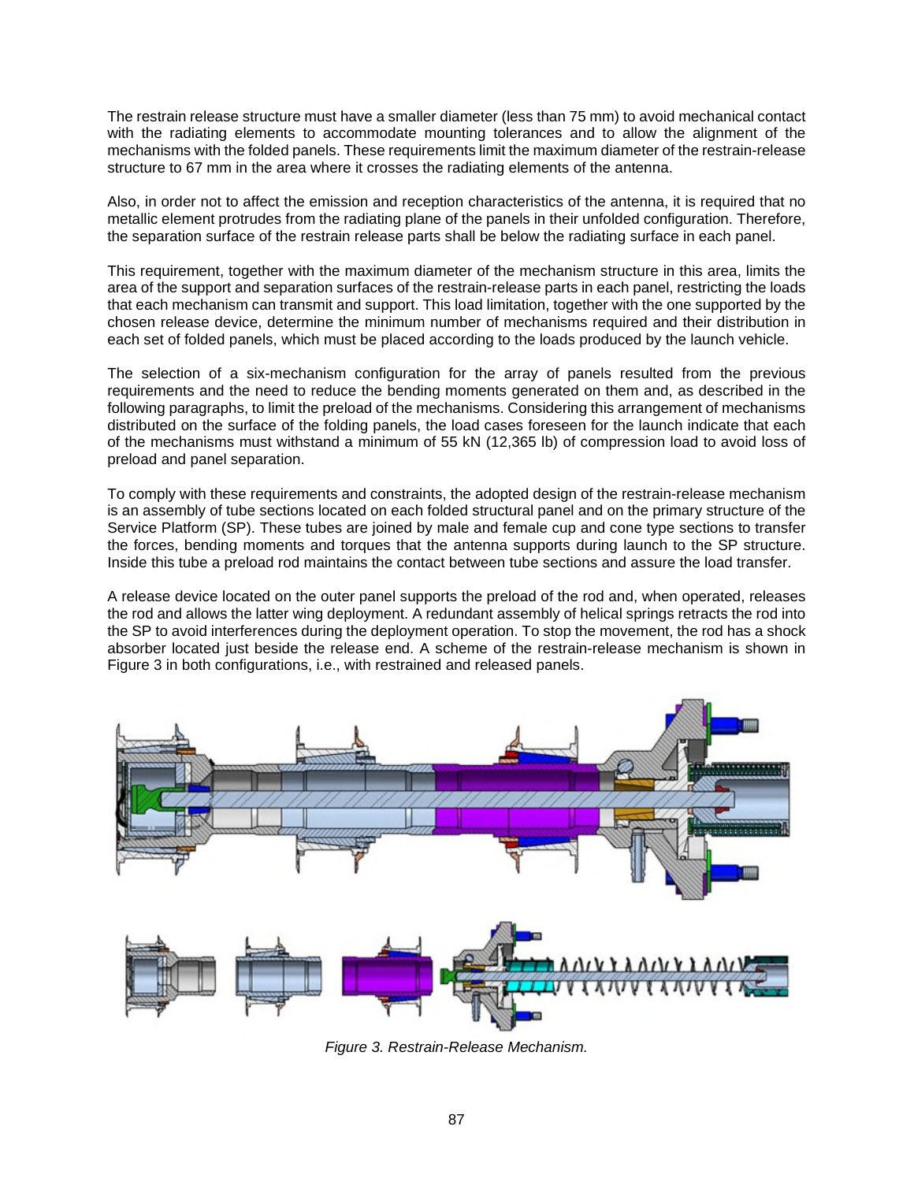The restrain release structure must have a smaller diameter (less than 75 mm) to avoid mechanical contact with the radiating elements to accommodate mounting tolerances and to allow the alignment of the mechanisms with the folded panels. These requirements limit the maximum diameter of the restrain-release structure to 67 mm in the area where it crosses the radiating elements of the antenna.

Also, in order not to affect the emission and reception characteristics of the antenna, it is required that no metallic element protrudes from the radiating plane of the panels in their unfolded configuration. Therefore, the separation surface of the restrain release parts shall be below the radiating surface in each panel.

This requirement, together with the maximum diameter of the mechanism structure in this area, limits the area of the support and separation surfaces of the restrain-release parts in each panel, restricting the loads that each mechanism can transmit and support. This load limitation, together with the one supported by the chosen release device, determine the minimum number of mechanisms required and their distribution in each set of folded panels, which must be placed according to the loads produced by the launch vehicle.

The selection of a six-mechanism configuration for the array of panels resulted from the previous requirements and the need to reduce the bending moments generated on them and, as described in the following paragraphs, to limit the preload of the mechanisms. Considering this arrangement of mechanisms distributed on the surface of the folding panels, the load cases foreseen for the launch indicate that each of the mechanisms must withstand a minimum of 55 kN (12,365 lb) of compression load to avoid loss of preload and panel separation.

To comply with these requirements and constraints, the adopted design of the restrain-release mechanism is an assembly of tube sections located on each folded structural panel and on the primary structure of the Service Platform (SP). These tubes are joined by male and female cup and cone type sections to transfer the forces, bending moments and torques that the antenna supports during launch to the SP structure. Inside this tube a preload rod maintains the contact between tube sections and assure the load transfer.

A release device located on the outer panel supports the preload of the rod and, when operated, releases the rod and allows the latter wing deployment. A redundant assembly of helical springs retracts the rod into the SP to avoid interferences during the deployment operation. To stop the movement, the rod has a shock absorber located just beside the release end. A scheme of the restrain-release mechanism is shown in Figure 3 in both configurations, i.e., with restrained and released panels.

*Figure 3. Restrain-Release Mechanism.*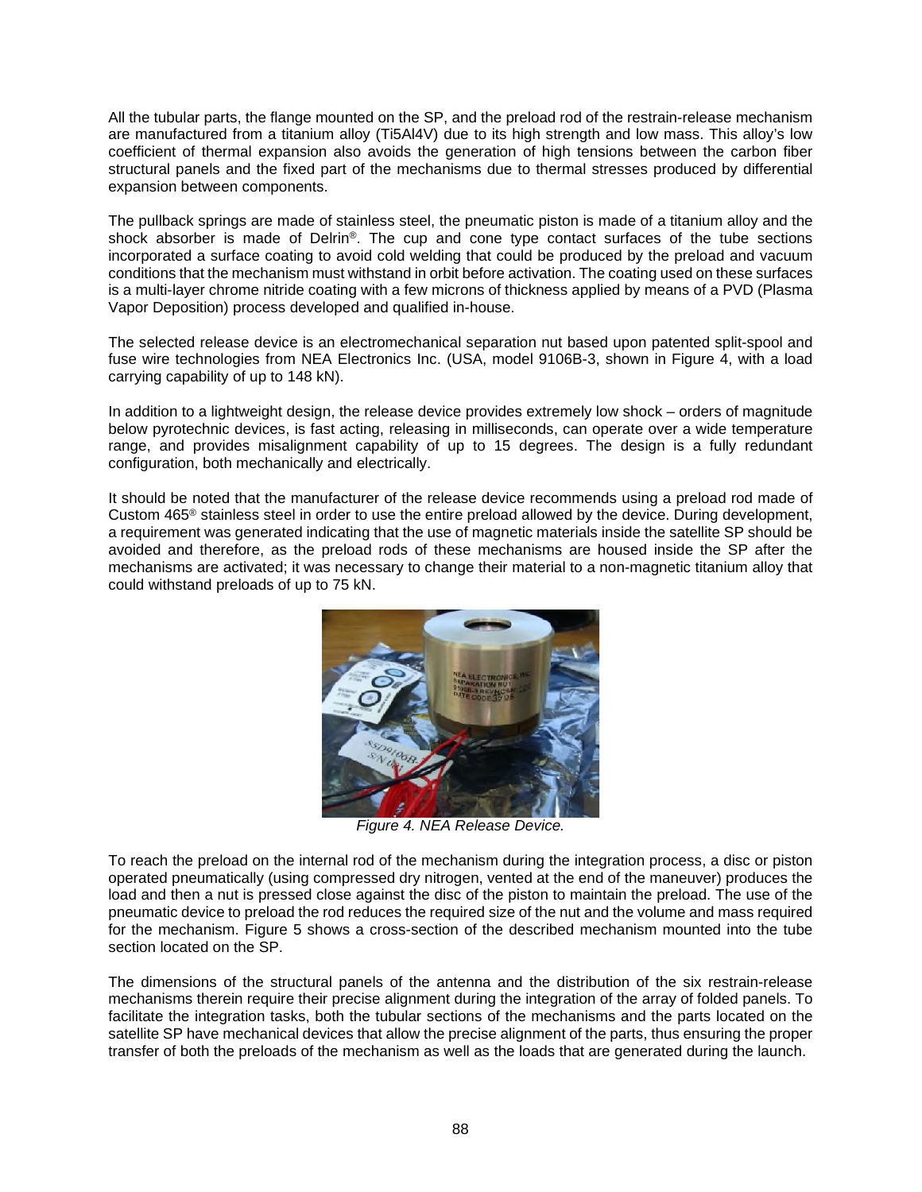All the tubular parts, the flange mounted on the SP, and the preload rod of the restrain-release mechanism are manufactured from a titanium alloy (Ti5Al4V) due to its high strength and low mass. This alloy's low coefficient of thermal expansion also avoids the generation of high tensions between the carbon fiber structural panels and the fixed part of the mechanisms due to thermal stresses produced by differential expansion between components.

The pullback springs are made of stainless steel, the pneumatic piston is made of a titanium alloy and the shock absorber is made of Delrin®. The cup and cone type contact surfaces of the tube sections incorporated a surface coating to avoid cold welding that could be produced by the preload and vacuum conditions that the mechanism must withstand in orbit before activation. The coating used on these surfaces is a multi-layer chrome nitride coating with a few microns of thickness applied by means of a PVD (Plasma Vapor Deposition) process developed and qualified in-house.

The selected release device is an electromechanical separation nut based upon patented split-spool and fuse wire technologies from NEA Electronics Inc. (USA, model 9106B-3, shown in Figure 4, with a load carrying capability of up to 148 kN).

In addition to a lightweight design, the release device provides extremely low shock – orders of magnitude below pyrotechnic devices, is fast acting, releasing in milliseconds, can operate over a wide temperature range, and provides misalignment capability of up to 15 degrees. The design is a fully redundant configuration, both mechanically and electrically.

It should be noted that the manufacturer of the release device recommends using a preload rod made of Custom 465® stainless steel in order to use the entire preload allowed by the device. During development, a requirement was generated indicating that the use of magnetic materials inside the satellite SP should be avoided and therefore, as the preload rods of these mechanisms are housed inside the SP after the mechanisms are activated; it was necessary to change their material to a non-magnetic titanium alloy that could withstand preloads of up to 75 kN.

*Figure 4. NEA Release Device.*

To reach the preload on the internal rod of the mechanism during the integration process, a disc or piston operated pneumatically (using compressed dry nitrogen, vented at the end of the maneuver) produces the load and then a nut is pressed close against the disc of the piston to maintain the preload. The use of the pneumatic device to preload the rod reduces the required size of the nut and the volume and mass required for the mechanism. Figure 5 shows a cross-section of the described mechanism mounted into the tube section located on the SP.

The dimensions of the structural panels of the antenna and the distribution of the six restrain-release mechanisms therein require their precise alignment during the integration of the array of folded panels. To facilitate the integration tasks, both the tubular sections of the mechanisms and the parts located on the satellite SP have mechanical devices that allow the precise alignment of the parts, thus ensuring the proper transfer of both the preloads of the mechanism as well as the loads that are generated during the launch.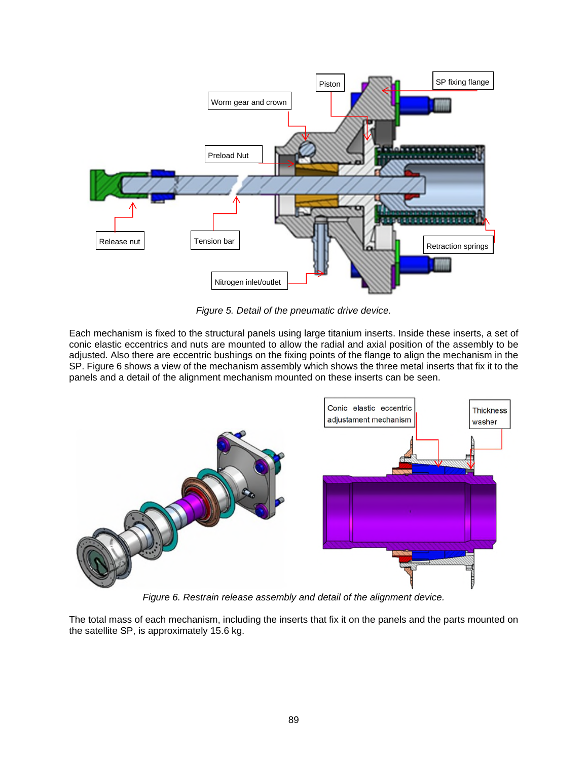*Figure 5. Detail of the pneumatic drive device.*

Each mechanism is fixed to the structural panels using large titanium inserts. Inside these inserts, a set of conic elastic eccentrics and nuts are mounted to allow the radial and axial position of the assembly to be adjusted. Also there are eccentric bushings on the fixing points of the flange to align the mechanism in the SP. Figure 6 shows a view of the mechanism assembly which shows the three metal inserts that fix it to the panels and a detail of the alignment mechanism mounted on these inserts can be seen.

*Figure 6. Restrain release assembly and detail of the alignment device.*

The total mass of each mechanism, including the inserts that fix it on the panels and the parts mounted on the satellite SP, is approximately 15.6 kg.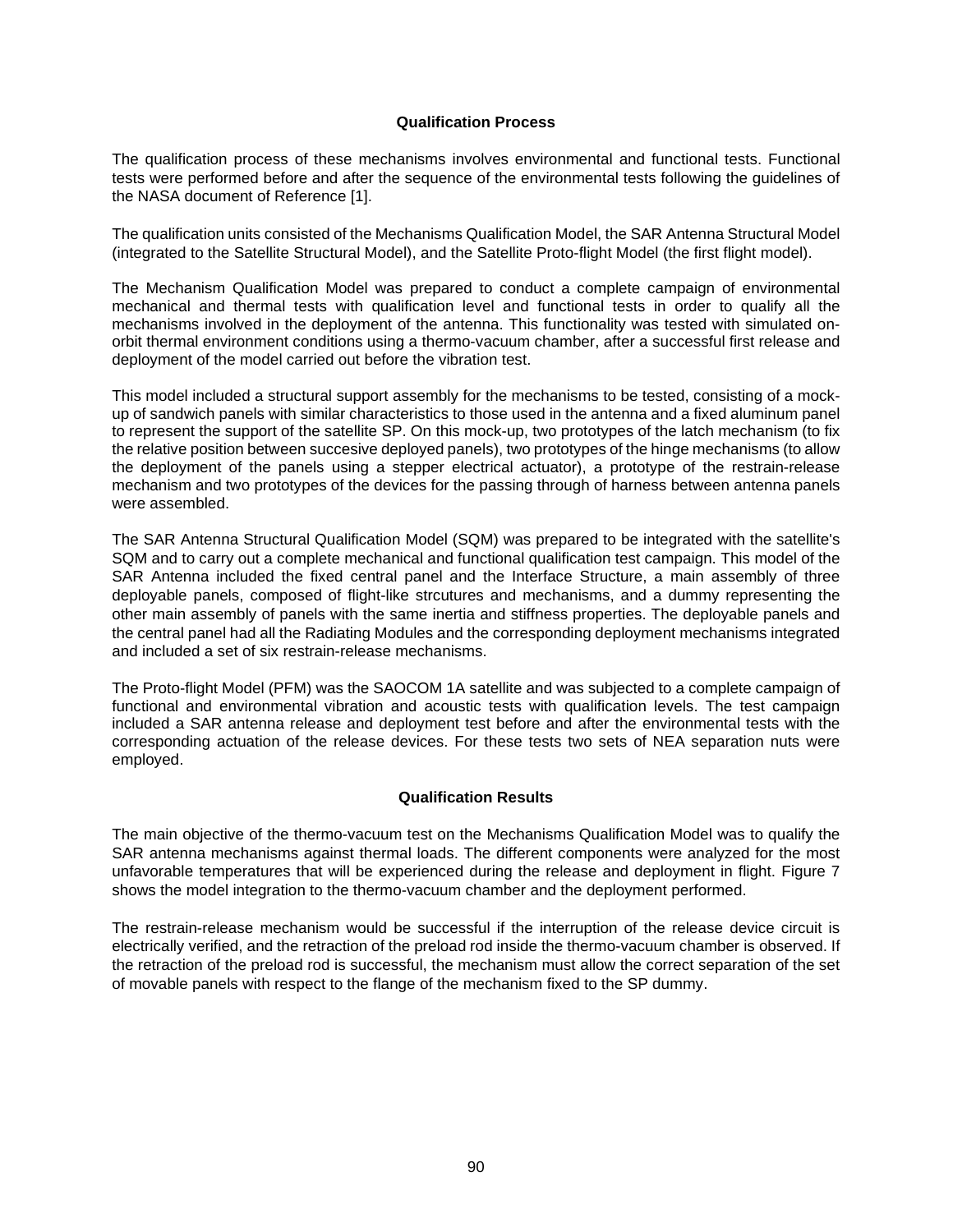### Qualification Process

The qualification process of these mechanisms involves environmental and functional tests. Functional tests were performed before and after the sequence of the environmental tests following the guidelines of the NASA document of Reference [1].

The qualification units consisted of the Mechanisms Qualification Model, the SAR Antenna Structural Model (integrated to the Satellite Structural Model), and the Satellite Proto-flight Model (the first flight model).

The Mechanism Qualification Model was prepared to conduct a complete campaign of environmental mechanical and thermal tests with qualification level and functional tests in order to qualify all the mechanisms involved in the deployment of the antenna. This functionality was tested with simulated on-orbit thermal environment conditions using a thermo-vacuum chamber, after a successful first release and deployment of the model carried out before the vibration test.

This model included a structural support assembly for the mechanisms to be tested, consisting of a mock-up of sandwich panels with similar characteristics to those used in the antenna and a fixed aluminum panel to represent the support of the satellite SP. On this mock-up, two prototypes of the latch mechanism (to fix the relative position between succesive deployed panels), two prototypes of the hinge mechanisms (to allow the deployment of the panels using a stepper electrical actuator), a prototype of the restrain-release mechanism and two prototypes of the devices for the passing through of harness between antenna panels were assembled.

The SAR Antenna Structural Qualification Model (SQM) was prepared to be integrated with the satellite's SQM and to carry out a complete mechanical and functional qualification test campaign. This model of the SAR Antenna included the fixed central panel and the Interface Structure, a main assembly of three deployable panels, composed of flight-like strcutures and mechanisms, and a dummy representing the other main assembly of panels with the same inertia and stiffness properties. The deployable panels and the central panel had all the Radiating Modules and the corresponding deployment mechanisms integrated and included a set of six restrain-release mechanisms.

The Proto-flight Model (PFM) was the SAOCOM 1A satellite and was subjected to a complete campaign of functional and environmental vibration and acoustic tests with qualification levels. The test campaign included a SAR antenna release and deployment test before and after the environmental tests with the corresponding actuation of the release devices. For these tests two sets of NEA separation nuts were employed.

### Qualification Results

The main objective of the thermo-vacuum test on the Mechanisms Qualification Model was to qualify the SAR antenna mechanisms against thermal loads. The different components were analyzed for the most unfavorable temperatures that will be experienced during the release and deployment in flight. Figure 7 shows the model integration to the thermo-vacuum chamber and the deployment performed.

The restrain-release mechanism would be successful if the interruption of the release device circuit is electrically verified, and the retraction of the preload rod inside the thermo-vacuum chamber is observed. If the retraction of the preload rod is successful, the mechanism must allow the correct separation of the set of movable panels with respect to the flange of the mechanism fixed to the SP dummy.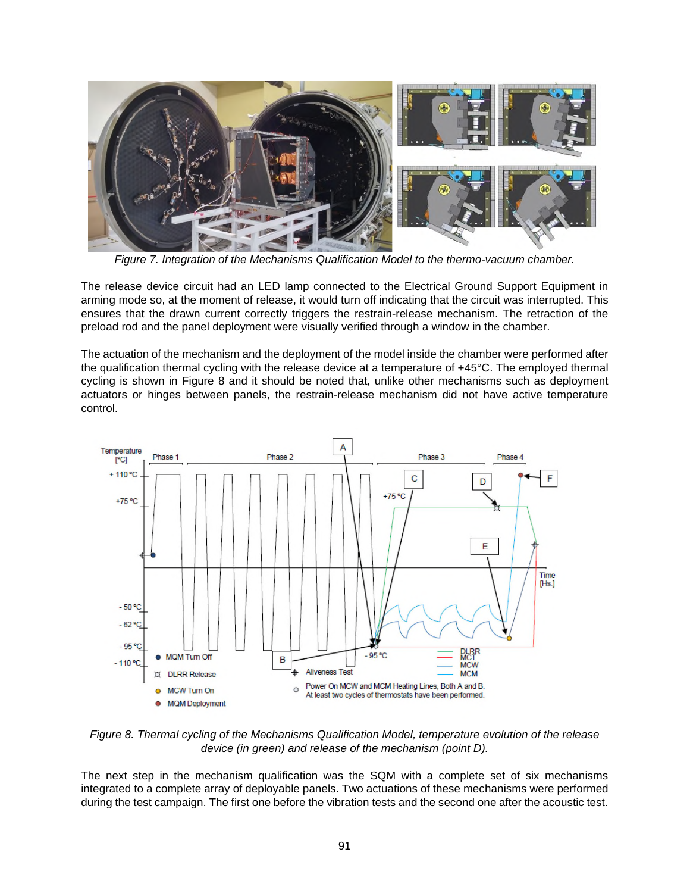*Figure 7. Integration of the Mechanisms Qualification Model to the thermo-vacuum chamber.*

The release device circuit had an LED lamp connected to the Electrical Ground Support Equipment in arming mode so, at the moment of release, it would turn off indicating that the circuit was interrupted. This ensures that the drawn current correctly triggers the restrain-release mechanism. The retraction of the preload rod and the panel deployment were visually verified through a window in the chamber.

The actuation of the mechanism and the deployment of the model inside the chamber were performed after the qualification thermal cycling with the release device at a temperature of +45°C. The employed thermal cycling is shown in Figure 8 and it should be noted that, unlike other mechanisms such as deployment actuators or hinges between panels, the restrain-release mechanism did not have active temperature control.

*Figure 8. Thermal cycling of the Mechanisms Qualification Model, temperature evolution of the release device (in green) and release of the mechanism (point D).*

The next step in the mechanism qualification was the SQM with a complete set of six mechanisms integrated to a complete array of deployable panels. Two actuations of these mechanisms were performed during the test campaign. The first one before the vibration tests and the second one after the acoustic test.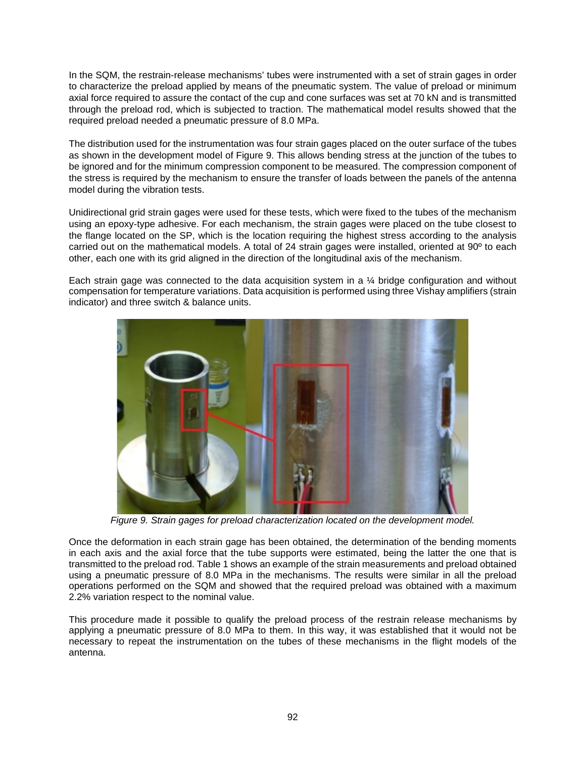In the SQM, the restrain-release mechanisms' tubes were instrumented with a set of strain gages in order to characterize the preload applied by means of the pneumatic system. The value of preload or minimum axial force required to assure the contact of the cup and cone surfaces was set at 70 kN and is transmitted through the preload rod, which is subjected to traction. The mathematical model results showed that the required preload needed a pneumatic pressure of 8.0 MPa.

The distribution used for the instrumentation was four strain gages placed on the outer surface of the tubes as shown in the development model of Figure 9. This allows bending stress at the junction of the tubes to be ignored and for the minimum compression component to be measured. The compression component of the stress is required by the mechanism to ensure the transfer of loads between the panels of the antenna model during the vibration tests.

Unidirectional grid strain gages were used for these tests, which were fixed to the tubes of the mechanism using an epoxy-type adhesive. For each mechanism, the strain gages were placed on the tube closest to the flange located on the SP, which is the location requiring the highest stress according to the analysis carried out on the mathematical models. A total of 24 strain gages were installed, oriented at 90º to each other, each one with its grid aligned in the direction of the longitudinal axis of the mechanism.

Each strain gage was connected to the data acquisition system in a ¼ bridge configuration and without compensation for temperature variations. Data acquisition is performed using three Vishay amplifiers (strain indicator) and three switch & balance units.

*Figure 9. Strain gages for preload characterization located on the development model.*

Once the deformation in each strain gage has been obtained, the determination of the bending moments in each axis and the axial force that the tube supports were estimated, being the latter the one that is transmitted to the preload rod. Table 1 shows an example of the strain measurements and preload obtained using a pneumatic pressure of 8.0 MPa in the mechanisms. The results were similar in all the preload operations performed on the SQM and showed that the required preload was obtained with a maximum 2.2% variation respect to the nominal value.

This procedure made it possible to qualify the preload process of the restrain release mechanisms by applying a pneumatic pressure of 8.0 MPa to them. In this way, it was established that it would not be necessary to repeat the instrumentation on the tubes of these mechanisms in the flight models of the antenna.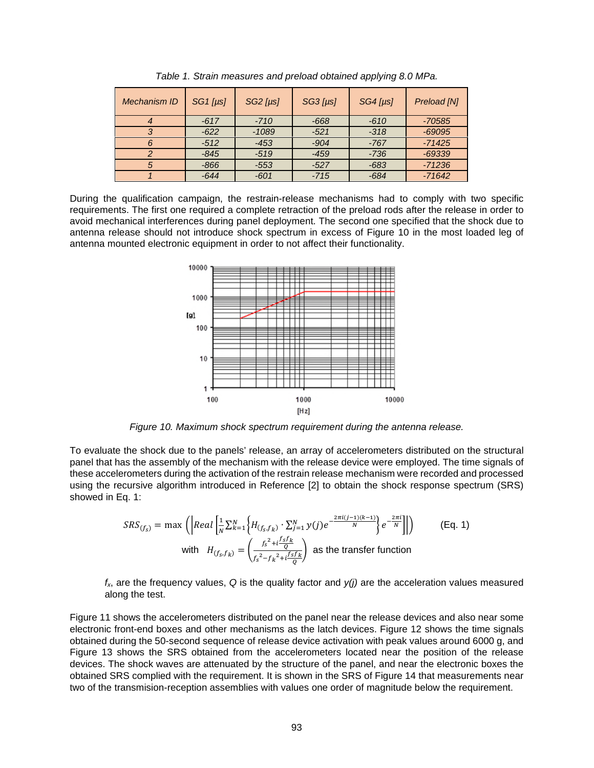*Table 1. Strain measures and preload obtained applying 8.0 MPa.*

| Mechanism ID | SG1 [µs] | SG2 [µs] | SG3 [µs] | SG4 [µs] | Preload [N] |
|---|---|---|---|---|---|
| 4 | -617 | -710 | -668 | -610 | -70585 |
| 3 | -622 | -1089 | -521 | -318 | -69095 |
| 6 | -512 | -453 | -904 | -767 | -71425 |
| 2 | -845 | -519 | -459 | -736 | -69339 |
| 5 | -866 | -553 | -527 | -683 | -71236 |
| 1 | -644 | -601 | -715 | -684 | -71642 |

During the qualification campaign, the restrain-release mechanisms had to comply with two specific requirements. The first one required a complete retraction of the preload rods after the release in order to avoid mechanical interferences during panel deployment. The second one specified that the shock due to antenna release should not introduce shock spectrum in excess of Figure 10 in the most loaded leg of antenna mounted electronic equipment in order to not affect their functionality.

*Figure 10. Maximum shock spectrum requirement during the antenna release.*

To evaluate the shock due to the panels' release, an array of accelerometers distributed on the structural panel that has the assembly of the mechanism with the release device were employed. The time signals of these accelerometers during the activation of the restrain release mechanism were recorded and processed using the recursive algorithm introduced in Reference [2] to obtain the shock response spectrum (SRS) showed in Eq. 1:

$$SRS_{(f_s)} = \max\left(\left|Real\left[\frac{1}{N}\sum_{k=1}^{N}\left\{H_{(f_s,f_k)}\cdot\sum_{j=1}^{N}y(j)e^{-\frac{2\pi i(j-1)(k-1)}{N}}\right\}e^{-\frac{2\pi i}{N}}\right]\right|\right) \qquad \text{(Eq. 1)}$$

$$\text{with} \quad H_{(f_s,f_k)} = \left(\frac{f_s^2 + i\frac{f_s f_k}{Q}}{f_s^2 - f_k^2 + i\frac{f_s f_k}{Q}}\right) \quad \text{as the transfer function}$$

$f_x$, are the frequency values, $Q$ is the quality factor and $y(j)$ are the acceleration values measured along the test.

Figure 11 shows the accelerometers distributed on the panel near the release devices and also near some electronic front-end boxes and other mechanisms as the latch devices. Figure 12 shows the time signals obtained during the 50-second sequence of release device activation with peak values around 6000 g, and Figure 13 shows the SRS obtained from the accelerometers located near the position of the release devices. The shock waves are attenuated by the structure of the panel, and near the electronic boxes the obtained SRS complied with the requirement. It is shown in the SRS of Figure 14 that measurements near two of the transmision-reception assemblies with values one order of magnitude below the requirement.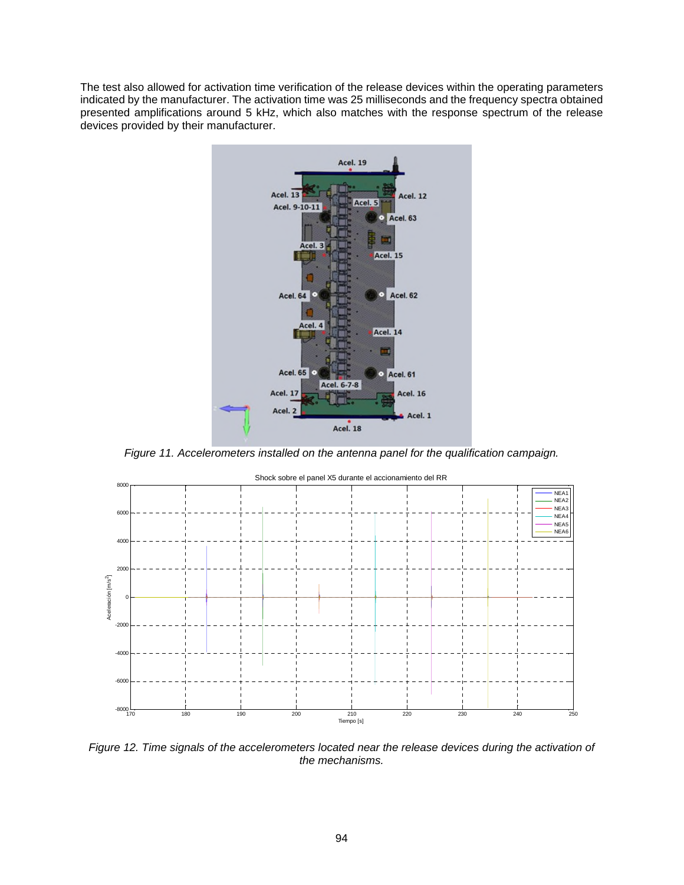The test also allowed for activation time verification of the release devices within the operating parameters indicated by the manufacturer. The activation time was 25 milliseconds and the frequency spectra obtained presented amplifications around 5 kHz, which also matches with the response spectrum of the release devices provided by their manufacturer.

*Figure 11. Accelerometers installed on the antenna panel for the qualification campaign.*

*Figure 12. Time signals of the accelerometers located near the release devices during the activation of the mechanisms.*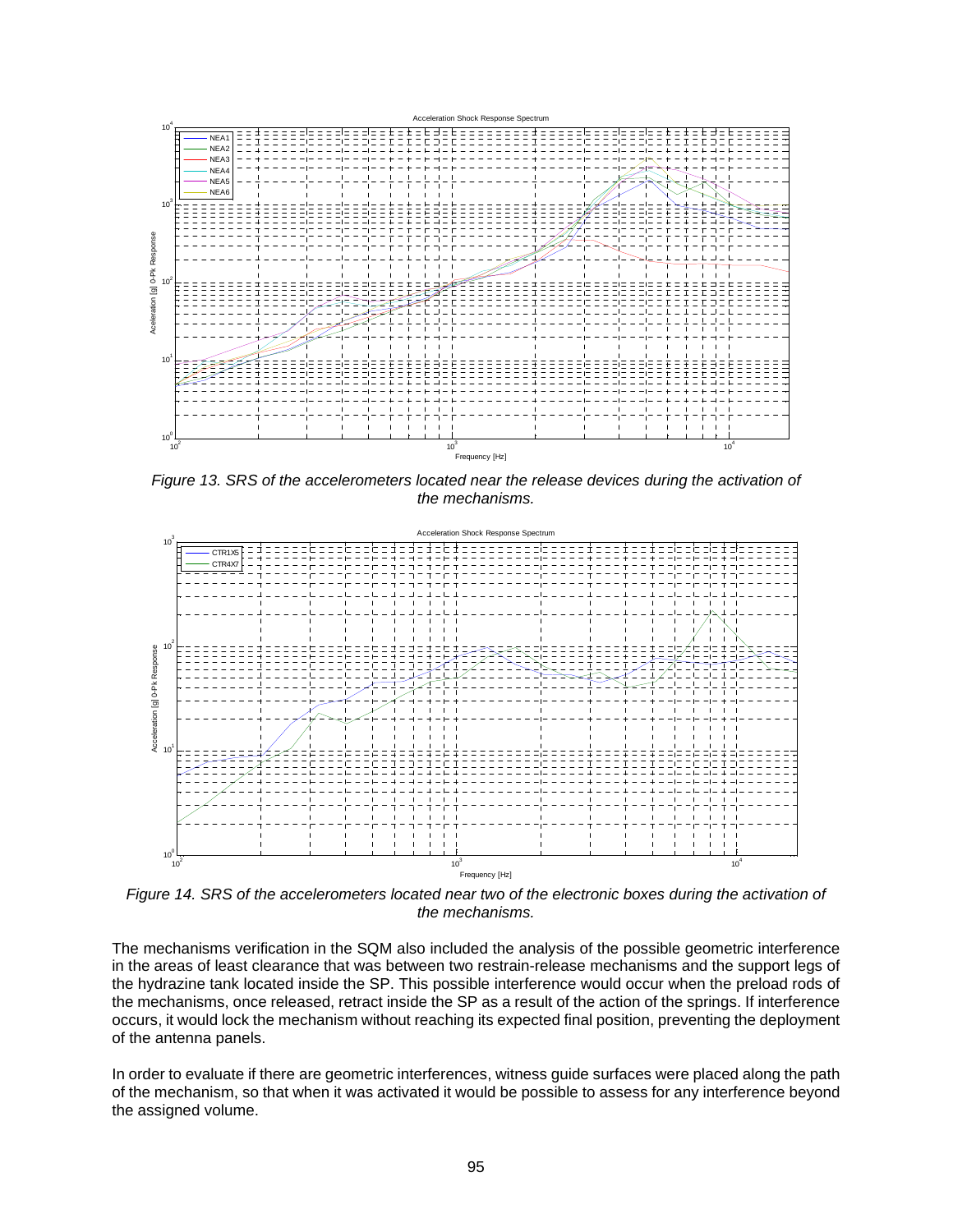*Figure 13. SRS of the accelerometers located near the release devices during the activation of the mechanisms.*

*Figure 14. SRS of the accelerometers located near two of the electronic boxes during the activation of the mechanisms.*

The mechanisms verification in the SQM also included the analysis of the possible geometric interference in the areas of least clearance that was between two restrain-release mechanisms and the support legs of the hydrazine tank located inside the SP. This possible interference would occur when the preload rods of the mechanisms, once released, retract inside the SP as a result of the action of the springs. If interference occurs, it would lock the mechanism without reaching its expected final position, preventing the deployment of the antenna panels.

In order to evaluate if there are geometric interferences, witness guide surfaces were placed along the path of the mechanism, so that when it was activated it would be possible to assess for any interference beyond the assigned volume.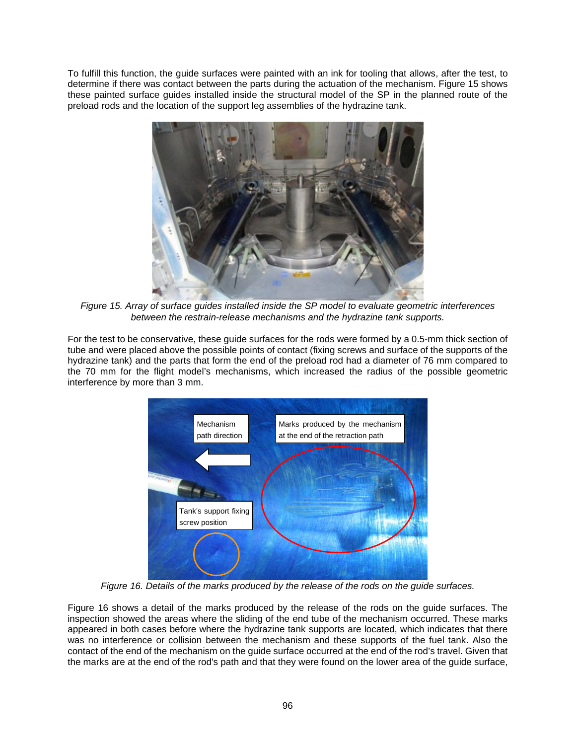To fulfill this function, the guide surfaces were painted with an ink for tooling that allows, after the test, to determine if there was contact between the parts during the actuation of the mechanism. Figure 15 shows these painted surface guides installed inside the structural model of the SP in the planned route of the preload rods and the location of the support leg assemblies of the hydrazine tank.

*Figure 15. Array of surface guides installed inside the SP model to evaluate geometric interferences between the restrain-release mechanisms and the hydrazine tank supports.*

For the test to be conservative, these guide surfaces for the rods were formed by a 0.5-mm thick section of tube and were placed above the possible points of contact (fixing screws and surface of the supports of the hydrazine tank) and the parts that form the end of the preload rod had a diameter of 76 mm compared to the 70 mm for the flight model's mechanisms, which increased the radius of the possible geometric interference by more than 3 mm.

*Figure 16. Details of the marks produced by the release of the rods on the guide surfaces.*

Figure 16 shows a detail of the marks produced by the release of the rods on the guide surfaces. The inspection showed the areas where the sliding of the end tube of the mechanism occurred. These marks appeared in both cases before where the hydrazine tank supports are located, which indicates that there was no interference or collision between the mechanism and these supports of the fuel tank. Also the contact of the end of the mechanism on the guide surface occurred at the end of the rod's travel. Given that the marks are at the end of the rod's path and that they were found on the lower area of the guide surface,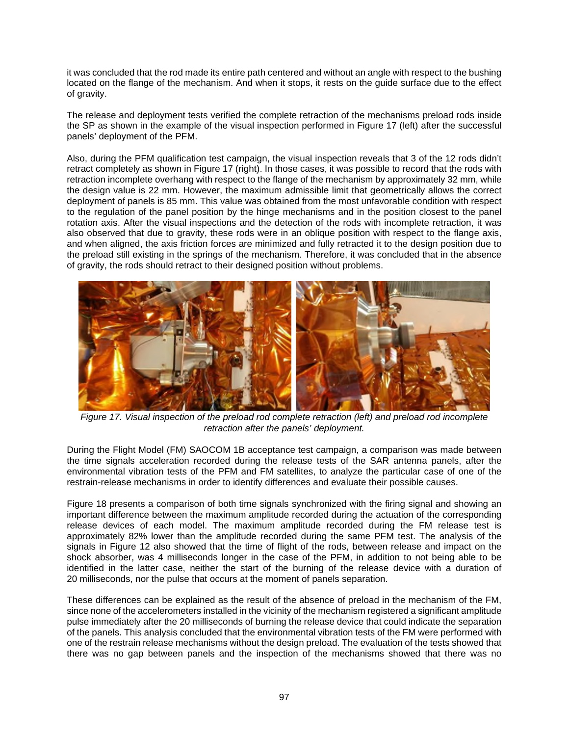it was concluded that the rod made its entire path centered and without an angle with respect to the bushing located on the flange of the mechanism. And when it stops, it rests on the guide surface due to the effect of gravity.

The release and deployment tests verified the complete retraction of the mechanisms preload rods inside the SP as shown in the example of the visual inspection performed in Figure 17 (left) after the successful panels' deployment of the PFM.

Also, during the PFM qualification test campaign, the visual inspection reveals that 3 of the 12 rods didn't retract completely as shown in Figure 17 (right). In those cases, it was possible to record that the rods with retraction incomplete overhang with respect to the flange of the mechanism by approximately 32 mm, while the design value is 22 mm. However, the maximum admissible limit that geometrically allows the correct deployment of panels is 85 mm. This value was obtained from the most unfavorable condition with respect to the regulation of the panel position by the hinge mechanisms and in the position closest to the panel rotation axis. After the visual inspections and the detection of the rods with incomplete retraction, it was also observed that due to gravity, these rods were in an oblique position with respect to the flange axis, and when aligned, the axis friction forces are minimized and fully retracted it to the design position due to the preload still existing in the springs of the mechanism. Therefore, it was concluded that in the absence of gravity, the rods should retract to their designed position without problems.

*Figure 17. Visual inspection of the preload rod complete retraction (left) and preload rod incomplete retraction after the panels' deployment.*

During the Flight Model (FM) SAOCOM 1B acceptance test campaign, a comparison was made between the time signals acceleration recorded during the release tests of the SAR antenna panels, after the environmental vibration tests of the PFM and FM satellites, to analyze the particular case of one of the restrain-release mechanisms in order to identify differences and evaluate their possible causes.

Figure 18 presents a comparison of both time signals synchronized with the firing signal and showing an important difference between the maximum amplitude recorded during the actuation of the corresponding release devices of each model. The maximum amplitude recorded during the FM release test is approximately 82% lower than the amplitude recorded during the same PFM test. The analysis of the signals in Figure 12 also showed that the time of flight of the rods, between release and impact on the shock absorber, was 4 milliseconds longer in the case of the PFM, in addition to not being able to be identified in the latter case, neither the start of the burning of the release device with a duration of 20 milliseconds, nor the pulse that occurs at the moment of panels separation.

These differences can be explained as the result of the absence of preload in the mechanism of the FM, since none of the accelerometers installed in the vicinity of the mechanism registered a significant amplitude pulse immediately after the 20 milliseconds of burning the release device that could indicate the separation of the panels. This analysis concluded that the environmental vibration tests of the FM were performed with one of the restrain release mechanisms without the design preload. The evaluation of the tests showed that there was no gap between panels and the inspection of the mechanisms showed that there was no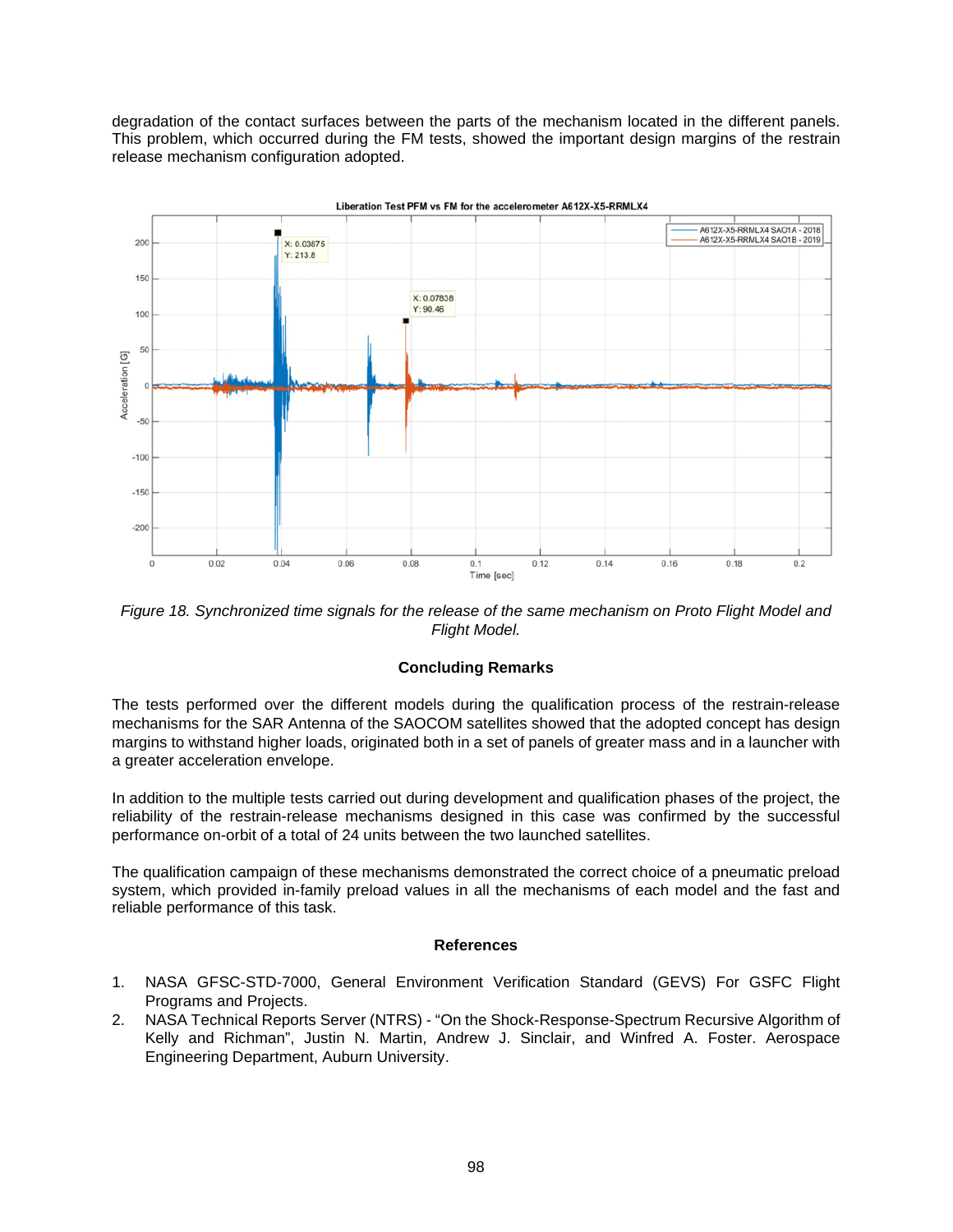degradation of the contact surfaces between the parts of the mechanism located in the different panels. This problem, which occurred during the FM tests, showed the important design margins of the restrain release mechanism configuration adopted.

Liberation Test PFM vs FM for the accelerometer A612X-X5-RRMLX4

A612X-X5-RRMLX4 SAO1A - 2018
A612X-X5-RRMLX4 SAO1B - 2019

X: 0.03875
Y: 213.8

X: 0.07838
Y: 90.46

Acceleration [G]

200
150
100
50
0
-50
-100
-150
-200

0
0.02
0.04
0.06
0.08
0.1
0.12
0.14
0.16
0.18
0.2

Time [sec]

*Figure 18. Synchronized time signals for the release of the same mechanism on Proto Flight Model and Flight Model.*

## Concluding Remarks

The tests performed over the different models during the qualification process of the restrain-release mechanisms for the SAR Antenna of the SAOCOM satellites showed that the adopted concept has design margins to withstand higher loads, originated both in a set of panels of greater mass and in a launcher with a greater acceleration envelope.

In addition to the multiple tests carried out during development and qualification phases of the project, the reliability of the restrain-release mechanisms designed in this case was confirmed by the successful performance on-orbit of a total of 24 units between the two launched satellites.

The qualification campaign of these mechanisms demonstrated the correct choice of a pneumatic preload system, which provided in-family preload values in all the mechanisms of each model and the fast and reliable performance of this task.

## References

1. NASA GFSC-STD-7000, General Environment Verification Standard (GEVS) For GSFC Flight Programs and Projects.
2. NASA Technical Reports Server (NTRS) - "On the Shock-Response-Spectrum Recursive Algorithm of Kelly and Richman", Justin N. Martin, Andrew J. Sinclair, and Winfred A. Foster. Aerospace Engineering Department, Auburn University.